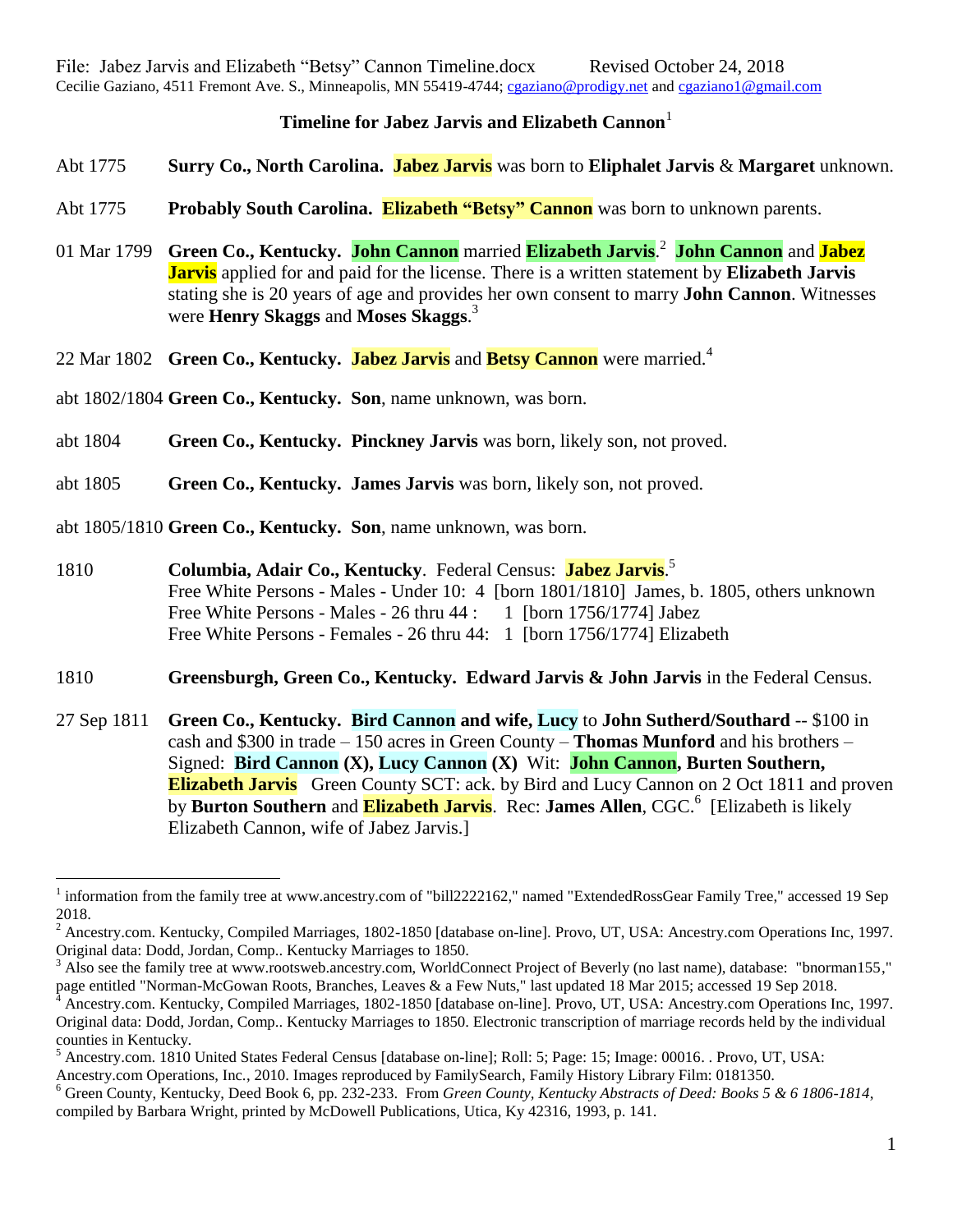File: Jabez Jarvis and Elizabeth "Betsy" Cannon Timeline.docx Revised October 24, 2018
Cecilie Gaziano, 4511 Fremont Ave. S., Minneapolis, MN 55419-4744; cgaziano@prodigy.net and cgaziano1@gmail.com

### Timeline for Jabez Jarvis and Elizabeth Cannon[1]

Abt 1775 **Surry Co., North Carolina. Jabez Jarvis** was born to **Eliphalet Jarvis** & **Margaret** unknown.

Abt 1775 **Probably South Carolina. Elizabeth "Betsy" Cannon** was born to unknown parents.

01 Mar 1799 **Green Co., Kentucky. John Cannon** married **Elizabeth Jarvis**.[2] **John Cannon** and **Jabez Jarvis** applied for and paid for the license. There is a written statement by **Elizabeth Jarvis** stating she is 20 years of age and provides her own consent to marry **John Cannon**. Witnesses were **Henry Skaggs** and **Moses Skaggs**.[3]

22 Mar 1802 **Green Co., Kentucky. Jabez Jarvis** and **Betsy Cannon** were married.[4]

abt 1802/1804 **Green Co., Kentucky. Son**, name unknown, was born.

abt 1804 **Green Co., Kentucky. Pinckney Jarvis** was born, likely son, not proved.

abt 1805 **Green Co., Kentucky. James Jarvis** was born, likely son, not proved.

abt 1805/1810 **Green Co., Kentucky. Son**, name unknown, was born.

1810 **Columbia, Adair Co., Kentucky**. Federal Census: **Jabez Jarvis**.[5]
Free White Persons - Males - Under 10: 4 [born 1801/1810] James, b. 1805, others unknown
Free White Persons - Males - 26 thru 44 : 1 [born 1756/1774] Jabez
Free White Persons - Females - 26 thru 44: 1 [born 1756/1774] Elizabeth

1810 **Greensburgh, Green Co., Kentucky. Edward Jarvis & John Jarvis** in the Federal Census.

27 Sep 1811 **Green Co., Kentucky. Bird Cannon and wife, Lucy** to **John Sutherd/Southard** -- $100 in cash and $300 in trade – 150 acres in Green County – **Thomas Munford** and his brothers – Signed: **Bird Cannon (X), Lucy Cannon (X)** Wit: **John Cannon, Burten Southern, Elizabeth Jarvis** Green County SCT: ack. by Bird and Lucy Cannon on 2 Oct 1811 and proven by **Burton Southern** and **Elizabeth Jarvis**. Rec: **James Allen**, CGC.[6] [Elizabeth is likely Elizabeth Cannon, wife of Jabez Jarvis.]

---

[1] information from the family tree at www.ancestry.com of "bill2222162," named "ExtendedRossGear Family Tree," accessed 19 Sep 2018.

[2] Ancestry.com. Kentucky, Compiled Marriages, 1802-1850 [database on-line]. Provo, UT, USA: Ancestry.com Operations Inc, 1997. Original data: Dodd, Jordan, Comp.. Kentucky Marriages to 1850.

[3] Also see the family tree at www.rootsweb.ancestry.com, WorldConnect Project of Beverly (no last name), database: "bnorman155," page entitled "Norman-McGowan Roots, Branches, Leaves & a Few Nuts," last updated 18 Mar 2015; accessed 19 Sep 2018.

[4] Ancestry.com. Kentucky, Compiled Marriages, 1802-1850 [database on-line]. Provo, UT, USA: Ancestry.com Operations Inc, 1997. Original data: Dodd, Jordan, Comp.. Kentucky Marriages to 1850. Electronic transcription of marriage records held by the individual counties in Kentucky.

[5] Ancestry.com. 1810 United States Federal Census [database on-line]; Roll: 5; Page: 15; Image: 00016. . Provo, UT, USA: Ancestry.com Operations, Inc., 2010. Images reproduced by FamilySearch, Family History Library Film: 0181350.

[6] Green County, Kentucky, Deed Book 6, pp. 232-233. From *Green County, Kentucky Abstracts of Deed: Books 5 & 6 1806-1814*, compiled by Barbara Wright, printed by McDowell Publications, Utica, Ky 42316, 1993, p. 141.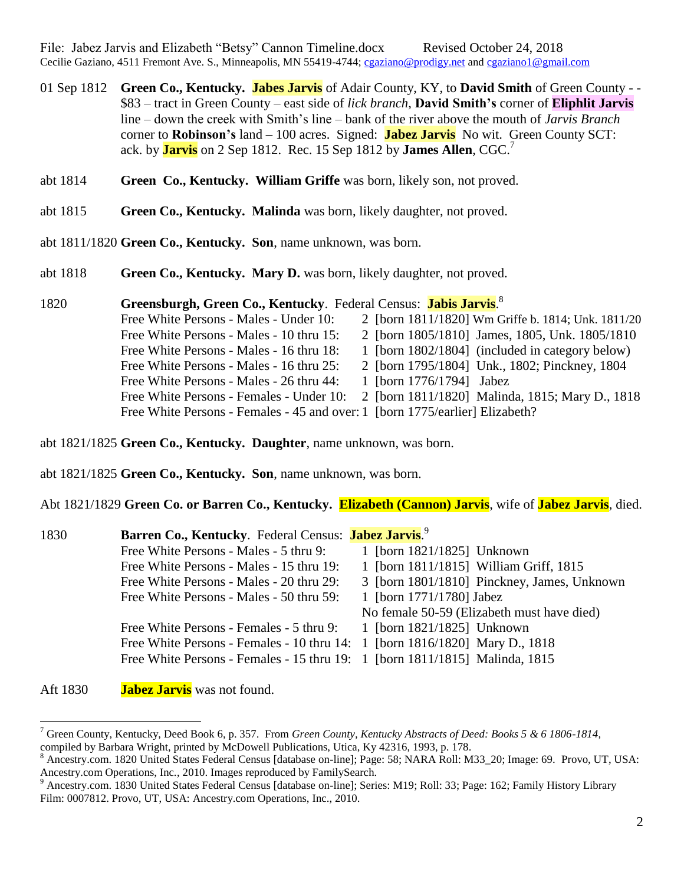File: Jabez Jarvis and Elizabeth "Betsy" Cannon Timeline.docx Revised October 24, 2018
Cecilie Gaziano, 4511 Fremont Ave. S., Minneapolis, MN 55419-4744; cgaziano@prodigy.net and cgaziano1@gmail.com

01 Sep 1812 **Green Co., Kentucky.** **Jabes Jarvis** of Adair County, KY, to **David Smith** of Green County - - $83 – tract in Green County – east side of *lick branch*, **David Smith's** corner of **Eliphlit Jarvis** line – down the creek with Smith's line – bank of the river above the mouth of *Jarvis Branch* corner to **Robinson's** land – 100 acres. Signed: **Jabez Jarvis** No wit. Green County SCT: ack. by **Jarvis** on 2 Sep 1812. Rec. 15 Sep 1812 by **James Allen**, CGC.[7]

abt 1814 **Green Co., Kentucky. William Griffe** was born, likely son, not proved.

abt 1815 **Green Co., Kentucky. Malinda** was born, likely daughter, not proved.

abt 1811/1820 **Green Co., Kentucky. Son**, name unknown, was born.

abt 1818 **Green Co., Kentucky. Mary D.** was born, likely daughter, not proved.

1820 **Greensburgh, Green Co., Kentucky**. Federal Census: **Jabis Jarvis**.[8]

| | | |
|---|---|---|
| Free White Persons - Males - Under 10: | 2 | [born 1811/1820] Wm Griffe b. 1814; Unk. 1811/20 |
| Free White Persons - Males - 10 thru 15: | 2 | [born 1805/1810] James, 1805, Unk. 1805/1810 |
| Free White Persons - Males - 16 thru 18: | 1 | [born 1802/1804] (included in category below) |
| Free White Persons - Males - 16 thru 25: | 2 | [born 1795/1804] Unk., 1802; Pinckney, 1804 |
| Free White Persons - Males - 26 thru 44: | 1 | [born 1776/1794] Jabez |
| Free White Persons - Females - Under 10: | 2 | [born 1811/1820] Malinda, 1815; Mary D., 1818 |
| Free White Persons - Females - 45 and over: | 1 | [born 1775/earlier] Elizabeth? |

abt 1821/1825 **Green Co., Kentucky. Daughter**, name unknown, was born.

abt 1821/1825 **Green Co., Kentucky. Son**, name unknown, was born.

Abt 1821/1829 **Green Co. or Barren Co., Kentucky. Elizabeth (Cannon) Jarvis**, wife of **Jabez Jarvis**, died.

1830 **Barren Co., Kentucky**. Federal Census: **Jabez Jarvis**.[9]

| | | |
|---|---|---|
| Free White Persons - Males - 5 thru 9: | 1 | [born 1821/1825] Unknown |
| Free White Persons - Males - 15 thru 19: | 1 | [born 1811/1815] William Griff, 1815 |
| Free White Persons - Males - 20 thru 29: | 3 | [born 1801/1810] Pinckney, James, Unknown |
| Free White Persons - Males - 50 thru 59: | 1 | [born 1771/1780] Jabez |
| | | No female 50-59 (Elizabeth must have died) |
| Free White Persons - Females - 5 thru 9: | 1 | [born 1821/1825] Unknown |
| Free White Persons - Females - 10 thru 14: | 1 | [born 1816/1820] Mary D., 1818 |
| Free White Persons - Females - 15 thru 19: | 1 | [born 1811/1815] Malinda, 1815 |

Aft 1830 **Jabez Jarvis** was not found.

---

[7] Green County, Kentucky, Deed Book 6, p. 357. From *Green County, Kentucky Abstracts of Deed: Books 5 & 6 1806-1814*, compiled by Barbara Wright, printed by McDowell Publications, Utica, Ky 42316, 1993, p. 178.

[8] Ancestry.com. 1820 United States Federal Census [database on-line]; Page: 58; NARA Roll: M33_20; Image: 69. Provo, UT, USA: Ancestry.com Operations, Inc., 2010. Images reproduced by FamilySearch.

[9] Ancestry.com. 1830 United States Federal Census [database on-line]; Series: M19; Roll: 33; Page: 162; Family History Library Film: 0007812. Provo, UT, USA: Ancestry.com Operations, Inc., 2010.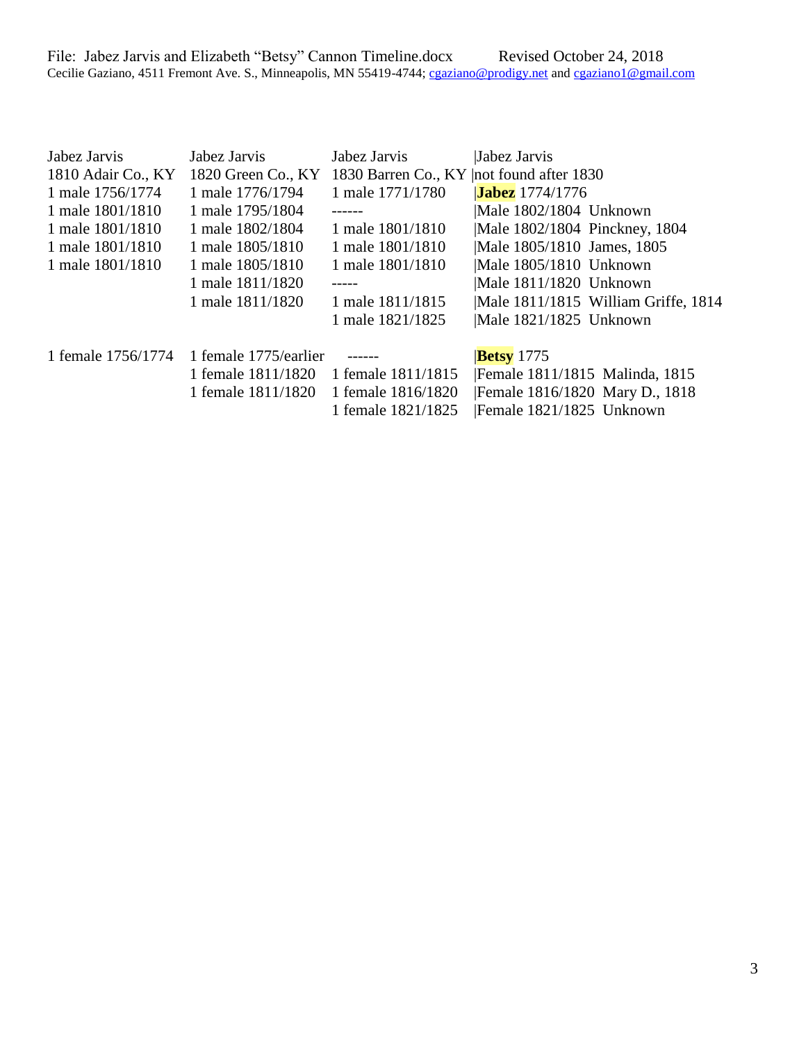| Jabez Jarvis<br>1810 Adair Co., KY | Jabez Jarvis<br>1820 Green Co., KY | Jabez Jarvis<br>1830 Barren Co., KY | Jabez Jarvis<br>not found after 1830 |
|---|---|---|---|
| 1 male 1756/1774 | 1 male 1776/1794 | 1 male 1771/1780 | **Jabez** 1774/1776 |
| 1 male 1801/1810 | 1 male 1795/1804 | ------ | Male 1802/1804 Unknown |
| 1 male 1801/1810 | 1 male 1802/1804 | 1 male 1801/1810 | Male 1802/1804 Pinckney, 1804 |
| 1 male 1801/1810 | 1 male 1805/1810 | 1 male 1801/1810 | Male 1805/1810 James, 1805 |
| 1 male 1801/1810 | 1 male 1805/1810 | 1 male 1801/1810 | Male 1805/1810 Unknown |
| | 1 male 1811/1820 | ----- | Male 1811/1820 Unknown |
| | 1 male 1811/1820 | 1 male 1811/1815 | Male 1811/1815 William Griffe, 1814 |
| | | 1 male 1821/1825 | Male 1821/1825 Unknown |
| | | | |
| 1 female 1756/1774 | 1 female 1775/earlier | ------ | **Betsy** 1775 |
| | 1 female 1811/1820 | 1 female 1811/1815 | Female 1811/1815 Malinda, 1815 |
| | 1 female 1811/1820 | 1 female 1816/1820 | Female 1816/1820 Mary D., 1818 |
| | | 1 female 1821/1825 | Female 1821/1825 Unknown |